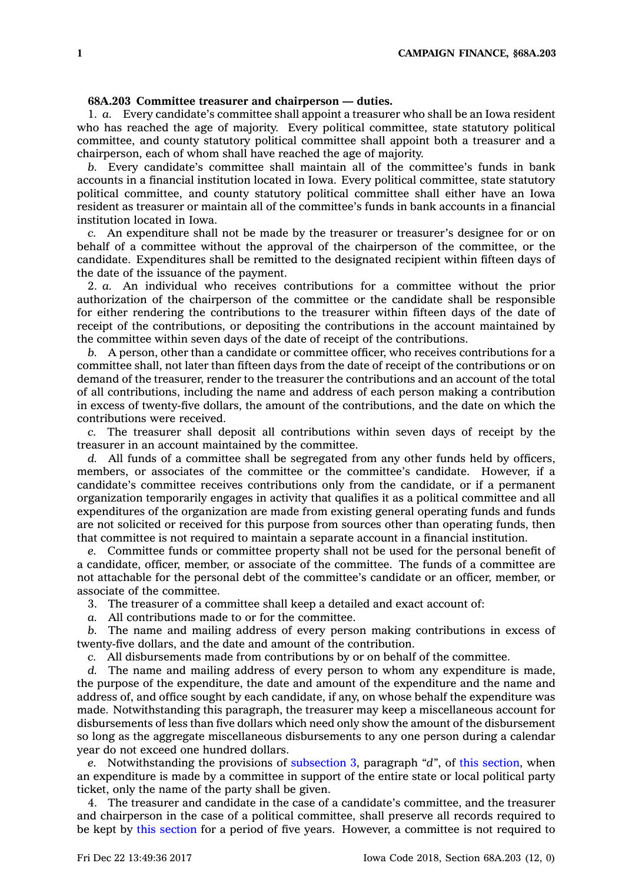**68A.203 Committee treasurer and chairperson — duties.**

1. *a.* Every candidate's committee shall appoint a treasurer who shall be an Iowa resident who has reached the age of majority. Every political committee, state statutory political committee, and county statutory political committee shall appoint both a treasurer and a chairperson, each of whom shall have reached the age of majority.

*b.* Every candidate's committee shall maintain all of the committee's funds in bank accounts in a financial institution located in Iowa. Every political committee, state statutory political committee, and county statutory political committee shall either have an Iowa resident as treasurer or maintain all of the committee's funds in bank accounts in a financial institution located in Iowa.

*c.* An expenditure shall not be made by the treasurer or treasurer's designee for or on behalf of a committee without the approval of the chairperson of the committee, or the candidate. Expenditures shall be remitted to the designated recipient within fifteen days of the date of the issuance of the payment.

2. *a.* An individual who receives contributions for a committee without the prior authorization of the chairperson of the committee or the candidate shall be responsible for either rendering the contributions to the treasurer within fifteen days of the date of receipt of the contributions, or depositing the contributions in the account maintained by the committee within seven days of the date of receipt of the contributions.

*b.* A person, other than a candidate or committee officer, who receives contributions for a committee shall, not later than fifteen days from the date of receipt of the contributions or on demand of the treasurer, render to the treasurer the contributions and an account of the total of all contributions, including the name and address of each person making a contribution in excess of twenty-five dollars, the amount of the contributions, and the date on which the contributions were received.

*c.* The treasurer shall deposit all contributions within seven days of receipt by the treasurer in an account maintained by the committee.

*d.* All funds of a committee shall be segregated from any other funds held by officers, members, or associates of the committee or the committee's candidate. However, if a candidate's committee receives contributions only from the candidate, or if a permanent organization temporarily engages in activity that qualifies it as a political committee and all expenditures of the organization are made from existing general operating funds and funds are not solicited or received for this purpose from sources other than operating funds, then that committee is not required to maintain a separate account in a financial institution.

*e.* Committee funds or committee property shall not be used for the personal benefit of a candidate, officer, member, or associate of the committee. The funds of a committee are not attachable for the personal debt of the committee's candidate or an officer, member, or associate of the committee.

3. The treasurer of a committee shall keep a detailed and exact account of:

*a.* All contributions made to or for the committee.

*b.* The name and mailing address of every person making contributions in excess of twenty-five dollars, and the date and amount of the contribution.

*c.* All disbursements made from contributions by or on behalf of the committee.

*d.* The name and mailing address of every person to whom any expenditure is made, the purpose of the expenditure, the date and amount of the expenditure and the name and address of, and office sought by each candidate, if any, on whose behalf the expenditure was made. Notwithstanding this paragraph, the treasurer may keep a miscellaneous account for disbursements of less than five dollars which need only show the amount of the disbursement so long as the aggregate miscellaneous disbursements to any one person during a calendar year do not exceed one hundred dollars.

*e.* Notwithstanding the provisions of subsection 3, paragraph *"d"*, of this section, when an expenditure is made by a committee in support of the entire state or local political party ticket, only the name of the party shall be given.

4. The treasurer and candidate in the case of a candidate's committee, and the treasurer and chairperson in the case of a political committee, shall preserve all records required to be kept by this section for a period of five years. However, a committee is not required to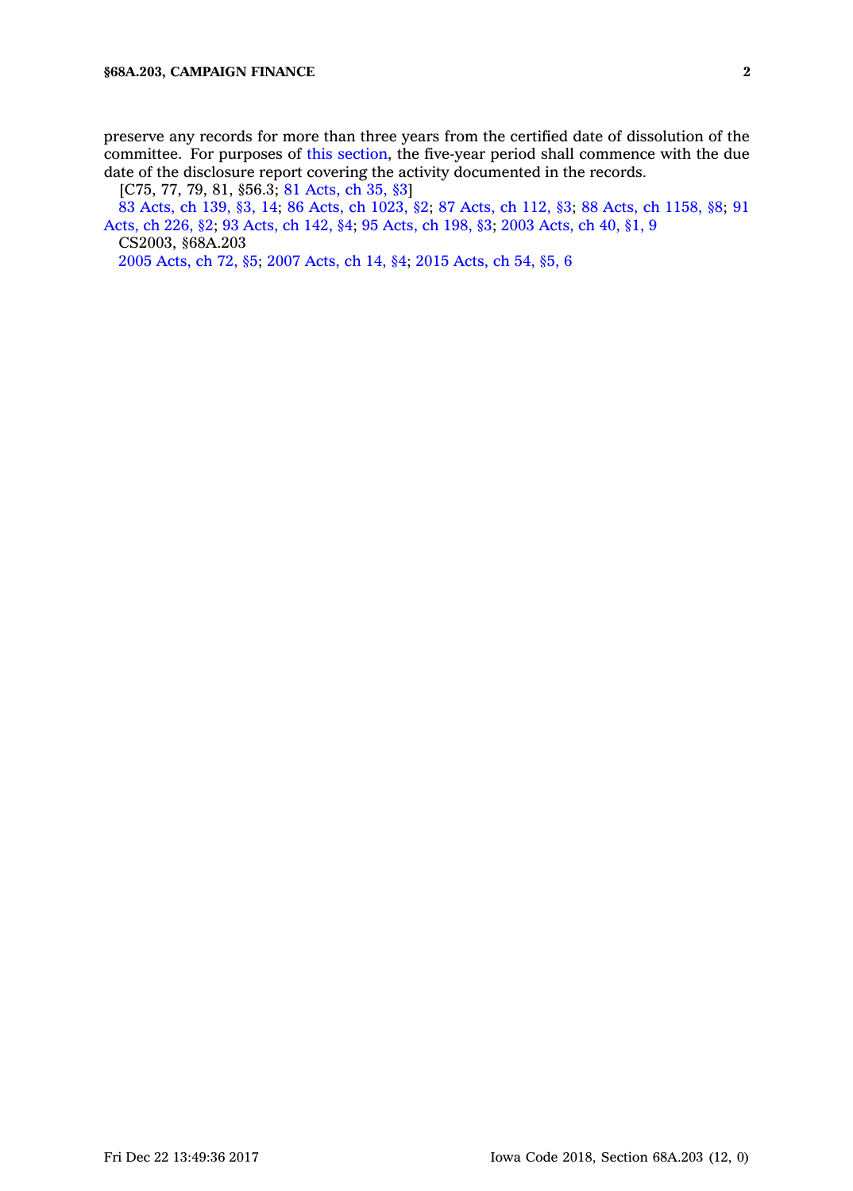preserve any records for more than three years from the certified date of dissolution of the committee. For purposes of this section, the five-year period shall commence with the due date of the disclosure report covering the activity documented in the records.

[C75, 77, 79, 81, §56.3; 81 Acts, ch 35, §3]

83 Acts, ch 139, §3, 14; 86 Acts, ch 1023, §2; 87 Acts, ch 112, §3; 88 Acts, ch 1158, §8; 91 Acts, ch 226, §2; 93 Acts, ch 142, §4; 95 Acts, ch 198, §3; 2003 Acts, ch 40, §1, 9

CS2003, §68A.203

2005 Acts, ch 72, §5; 2007 Acts, ch 14, §4; 2015 Acts, ch 54, §5, 6